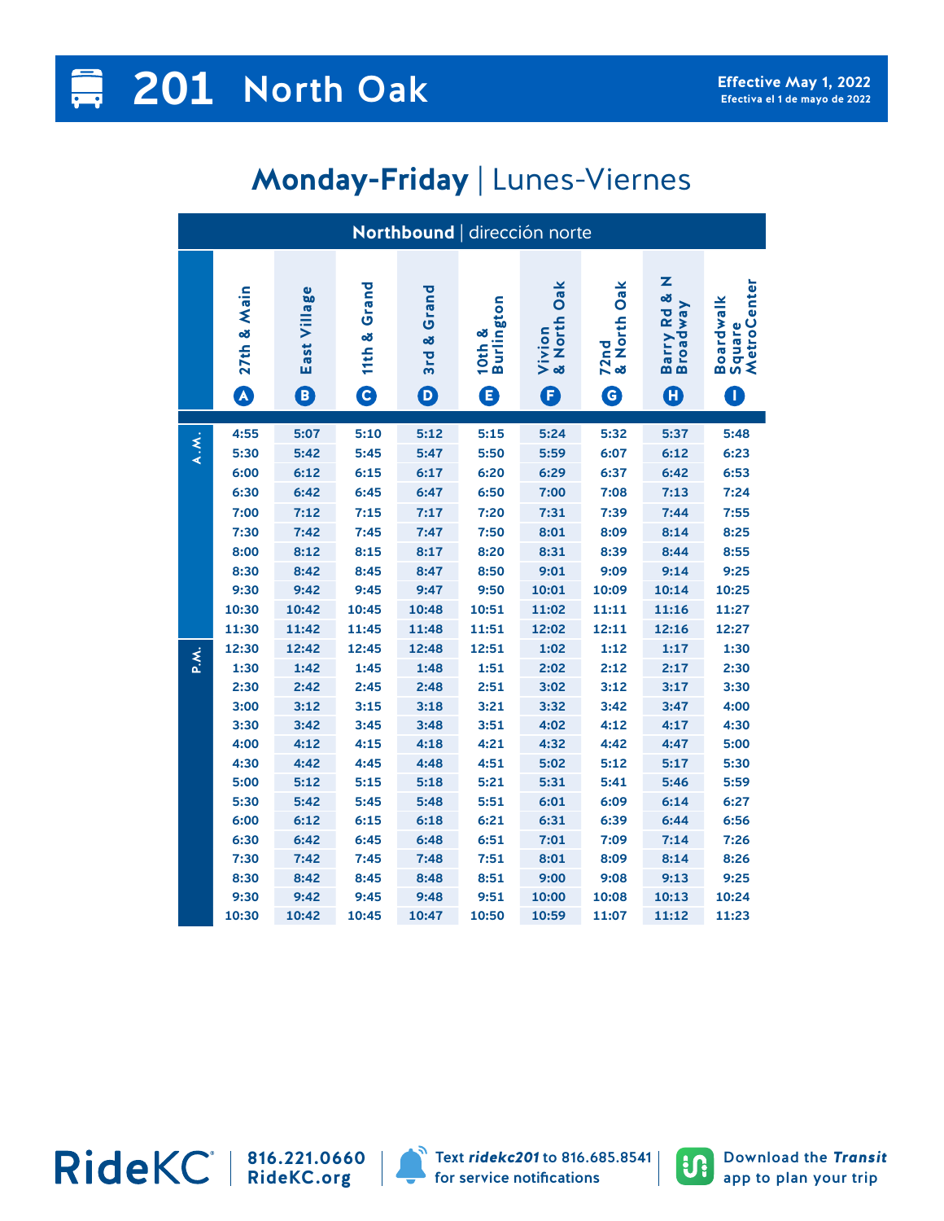# 201 North Oak

**Effective May 1, 2022**
Efectiva el 1 de mayo de 2022

## Monday-Friday | Lunes-Viernes

**Northbound** | dirección norte

| | 27th & Main (A) | East Village (B) | 11th & Grand (C) | 3rd & Grand (D) | 10th & Burlington (E) | Vivion & North Oak (F) | 72nd & North Oak (G) | Barry Rd & N Broadway (H) | Boardwalk Square MetroCenter (I) |
|---|---|---|---|---|---|---|---|---|---|
| A.M. | 4:55 | 5:07 | 5:10 | 5:12 | 5:15 | 5:24 | 5:32 | 5:37 | 5:48 |
| | 5:30 | 5:42 | 5:45 | 5:47 | 5:50 | 5:59 | 6:07 | 6:12 | 6:23 |
| | 6:00 | 6:12 | 6:15 | 6:17 | 6:20 | 6:29 | 6:37 | 6:42 | 6:53 |
| | 6:30 | 6:42 | 6:45 | 6:47 | 6:50 | 7:00 | 7:08 | 7:13 | 7:24 |
| | 7:00 | 7:12 | 7:15 | 7:17 | 7:20 | 7:31 | 7:39 | 7:44 | 7:55 |
| | 7:30 | 7:42 | 7:45 | 7:47 | 7:50 | 8:01 | 8:09 | 8:14 | 8:25 |
| | 8:00 | 8:12 | 8:15 | 8:17 | 8:20 | 8:31 | 8:39 | 8:44 | 8:55 |
| | 8:30 | 8:42 | 8:45 | 8:47 | 8:50 | 9:01 | 9:09 | 9:14 | 9:25 |
| | 9:30 | 9:42 | 9:45 | 9:47 | 9:50 | 10:01 | 10:09 | 10:14 | 10:25 |
| | 10:30 | 10:42 | 10:45 | 10:48 | 10:51 | 11:02 | 11:11 | 11:16 | 11:27 |
| | 11:30 | 11:42 | 11:45 | 11:48 | 11:51 | 12:02 | 12:11 | 12:16 | 12:27 |
| P.M. | 12:30 | 12:42 | 12:45 | 12:48 | 12:51 | 1:02 | 1:12 | 1:17 | 1:30 |
| | 1:30 | 1:42 | 1:45 | 1:48 | 1:51 | 2:02 | 2:12 | 2:17 | 2:30 |
| | 2:30 | 2:42 | 2:45 | 2:48 | 2:51 | 3:02 | 3:12 | 3:17 | 3:30 |
| | 3:00 | 3:12 | 3:15 | 3:18 | 3:21 | 3:32 | 3:42 | 3:47 | 4:00 |
| | 3:30 | 3:42 | 3:45 | 3:48 | 3:51 | 4:02 | 4:12 | 4:17 | 4:30 |
| | 4:00 | 4:12 | 4:15 | 4:18 | 4:21 | 4:32 | 4:42 | 4:47 | 5:00 |
| | 4:30 | 4:42 | 4:45 | 4:48 | 4:51 | 5:02 | 5:12 | 5:17 | 5:30 |
| | 5:00 | 5:12 | 5:15 | 5:18 | 5:21 | 5:31 | 5:41 | 5:46 | 5:59 |
| | 5:30 | 5:42 | 5:45 | 5:48 | 5:51 | 6:01 | 6:09 | 6:14 | 6:27 |
| | 6:00 | 6:12 | 6:15 | 6:18 | 6:21 | 6:31 | 6:39 | 6:44 | 6:56 |
| | 6:30 | 6:42 | 6:45 | 6:48 | 6:51 | 7:01 | 7:09 | 7:14 | 7:26 |
| | 7:30 | 7:42 | 7:45 | 7:48 | 7:51 | 8:01 | 8:09 | 8:14 | 8:26 |
| | 8:30 | 8:42 | 8:45 | 8:48 | 8:51 | 9:00 | 9:08 | 9:13 | 9:25 |
| | 9:30 | 9:42 | 9:45 | 9:48 | 9:51 | 10:00 | 10:08 | 10:13 | 10:24 |
| | 10:30 | 10:42 | 10:45 | 10:47 | 10:50 | 10:59 | 11:07 | 11:12 | 11:23 |

RideKC® | 816.221.0660 | RideKC.org

Text ***ridekc201*** to 816.685.8541 for service notifications

Download the ***Transit*** app to plan your trip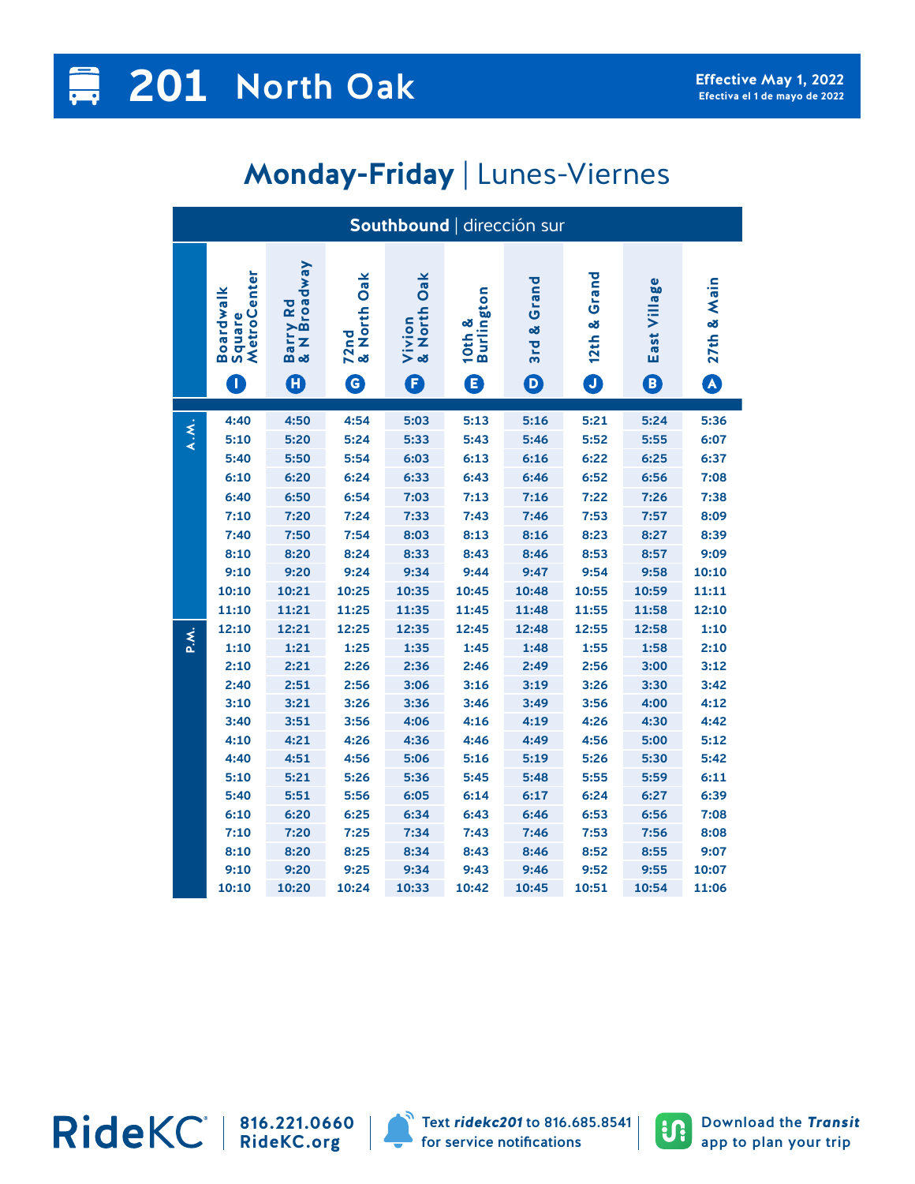# 201 North Oak

**Effective May 1, 2022**
Efectiva el 1 de mayo de 2022

## Monday-Friday | Lunes-Viernes

**Southbound** | dirección sur

| | Boardwalk Square MetroCenter (I) | Barry Rd & N Broadway (H) | 72nd & North Oak (G) | Vivion & North Oak (F) | 10th & Burlington (E) | 3rd & Grand (D) | 12th & Grand (J) | East Village (B) | 27th & Main (A) |
|---|---|---|---|---|---|---|---|---|---|
| A.M. | 4:40 | 4:50 | 4:54 | 5:03 | 5:13 | 5:16 | 5:21 | 5:24 | 5:36 |
| | 5:10 | 5:20 | 5:24 | 5:33 | 5:43 | 5:46 | 5:52 | 5:55 | 6:07 |
| | 5:40 | 5:50 | 5:54 | 6:03 | 6:13 | 6:16 | 6:22 | 6:25 | 6:37 |
| | 6:10 | 6:20 | 6:24 | 6:33 | 6:43 | 6:46 | 6:52 | 6:56 | 7:08 |
| | 6:40 | 6:50 | 6:54 | 7:03 | 7:13 | 7:16 | 7:22 | 7:26 | 7:38 |
| | 7:10 | 7:20 | 7:24 | 7:33 | 7:43 | 7:46 | 7:53 | 7:57 | 8:09 |
| | 7:40 | 7:50 | 7:54 | 8:03 | 8:13 | 8:16 | 8:23 | 8:27 | 8:39 |
| | 8:10 | 8:20 | 8:24 | 8:33 | 8:43 | 8:46 | 8:53 | 8:57 | 9:09 |
| | 9:10 | 9:20 | 9:24 | 9:34 | 9:44 | 9:47 | 9:54 | 9:58 | 10:10 |
| | 10:10 | 10:21 | 10:25 | 10:35 | 10:45 | 10:48 | 10:55 | 10:59 | 11:11 |
| | 11:10 | 11:21 | 11:25 | 11:35 | 11:45 | 11:48 | 11:55 | 11:58 | 12:10 |
| P.M. | 12:10 | 12:21 | 12:25 | 12:35 | 12:45 | 12:48 | 12:55 | 12:58 | 1:10 |
| | 1:10 | 1:21 | 1:25 | 1:35 | 1:45 | 1:48 | 1:55 | 1:58 | 2:10 |
| | 2:10 | 2:21 | 2:26 | 2:36 | 2:46 | 2:49 | 2:56 | 3:00 | 3:12 |
| | 2:40 | 2:51 | 2:56 | 3:06 | 3:16 | 3:19 | 3:26 | 3:30 | 3:42 |
| | 3:10 | 3:21 | 3:26 | 3:36 | 3:46 | 3:49 | 3:56 | 4:00 | 4:12 |
| | 3:40 | 3:51 | 3:56 | 4:06 | 4:16 | 4:19 | 4:26 | 4:30 | 4:42 |
| | 4:10 | 4:21 | 4:26 | 4:36 | 4:46 | 4:49 | 4:56 | 5:00 | 5:12 |
| | 4:40 | 4:51 | 4:56 | 5:06 | 5:16 | 5:19 | 5:26 | 5:30 | 5:42 |
| | 5:10 | 5:21 | 5:26 | 5:36 | 5:45 | 5:48 | 5:55 | 5:59 | 6:11 |
| | 5:40 | 5:51 | 5:56 | 6:05 | 6:14 | 6:17 | 6:24 | 6:27 | 6:39 |
| | 6:10 | 6:20 | 6:25 | 6:34 | 6:43 | 6:46 | 6:53 | 6:56 | 7:08 |
| | 7:10 | 7:20 | 7:25 | 7:34 | 7:43 | 7:46 | 7:53 | 7:56 | 8:08 |
| | 8:10 | 8:20 | 8:25 | 8:34 | 8:43 | 8:46 | 8:52 | 8:55 | 9:07 |
| | 9:10 | 9:20 | 9:25 | 9:34 | 9:43 | 9:46 | 9:52 | 9:55 | 10:07 |
| | 10:10 | 10:20 | 10:24 | 10:33 | 10:42 | 10:45 | 10:51 | 10:54 | 11:06 |

RideKC | 816.221.0660 | RideKC.org

Text ***ridekc201*** to 816.685.8541 for service notifications

Download the ***Transit*** app to plan your trip